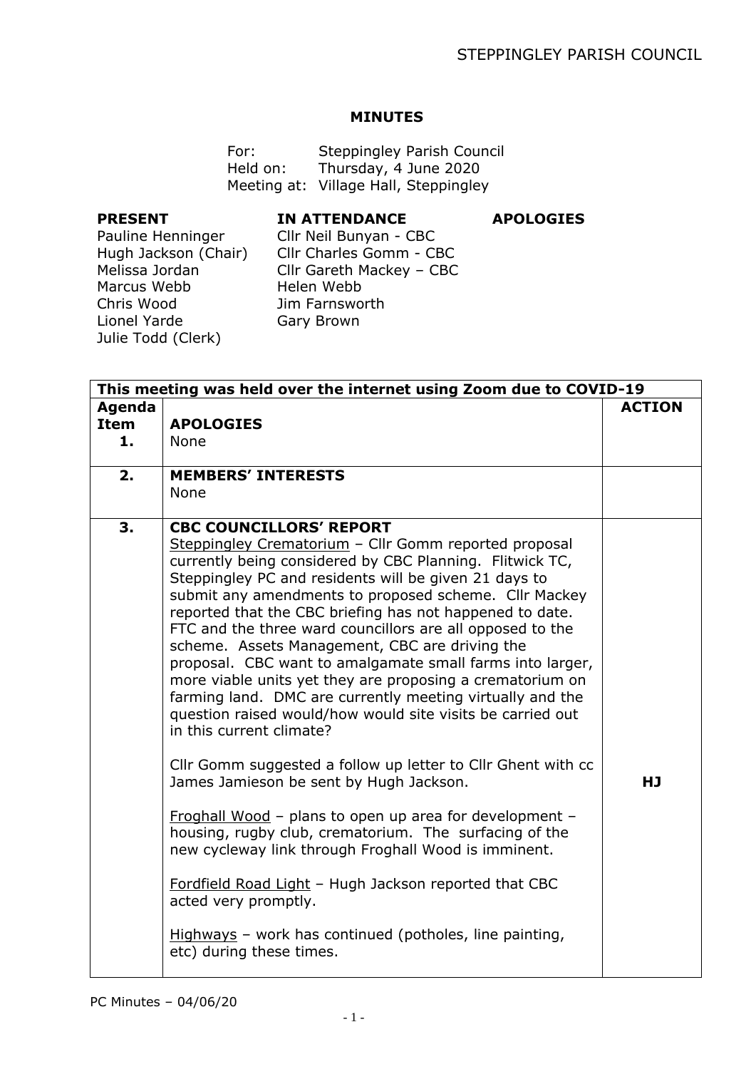# MINUTES

For: Steppingley Parish Council
Held on: Thursday, 4 June 2020
Meeting at: Village Hall, Steppingley

| PRESENT | IN ATTENDANCE | APOLOGIES |
|---|---|---|
| Pauline Henninger | Cllr Neil Bunyan - CBC | |
| Hugh Jackson (Chair) | Cllr Charles Gomm - CBC | |
| Melissa Jordan | Cllr Gareth Mackey – CBC | |
| Marcus Webb | Helen Webb | |
| Chris Wood | Jim Farnsworth | |
| Lionel Yarde | Gary Brown | |
| Julie Todd (Clerk) | | |

| This meeting was held over the internet using Zoom due to COVID-19 | | |
|---|---|---|
| **Agenda Item** | | **ACTION** |
| **1.** | **APOLOGIES**<br>None | |
| **2.** | **MEMBERS' INTERESTS**<br>None | |
| **3.** | **CBC COUNCILLORS' REPORT**<br>Steppingley Crematorium – Cllr Gomm reported proposal currently being considered by CBC Planning. Flitwick TC, Steppingley PC and residents will be given 21 days to submit any amendments to proposed scheme. Cllr Mackey reported that the CBC briefing has not happened to date. FTC and the three ward councillors are all opposed to the scheme. Assets Management, CBC are driving the proposal. CBC want to amalgamate small farms into larger, more viable units yet they are proposing a crematorium on farming land. DMC are currently meeting virtually and the question raised would/how would site visits be carried out in this current climate?<br><br>Cllr Gomm suggested a follow up letter to Cllr Ghent with cc James Jamieson be sent by Hugh Jackson.<br><br>Froghall Wood – plans to open up area for development – housing, rugby club, crematorium. The surfacing of the new cycleway link through Froghall Wood is imminent.<br><br>Fordfield Road Light – Hugh Jackson reported that CBC acted very promptly.<br><br>Highways – work has continued (potholes, line painting, etc) during these times. | **HJ** |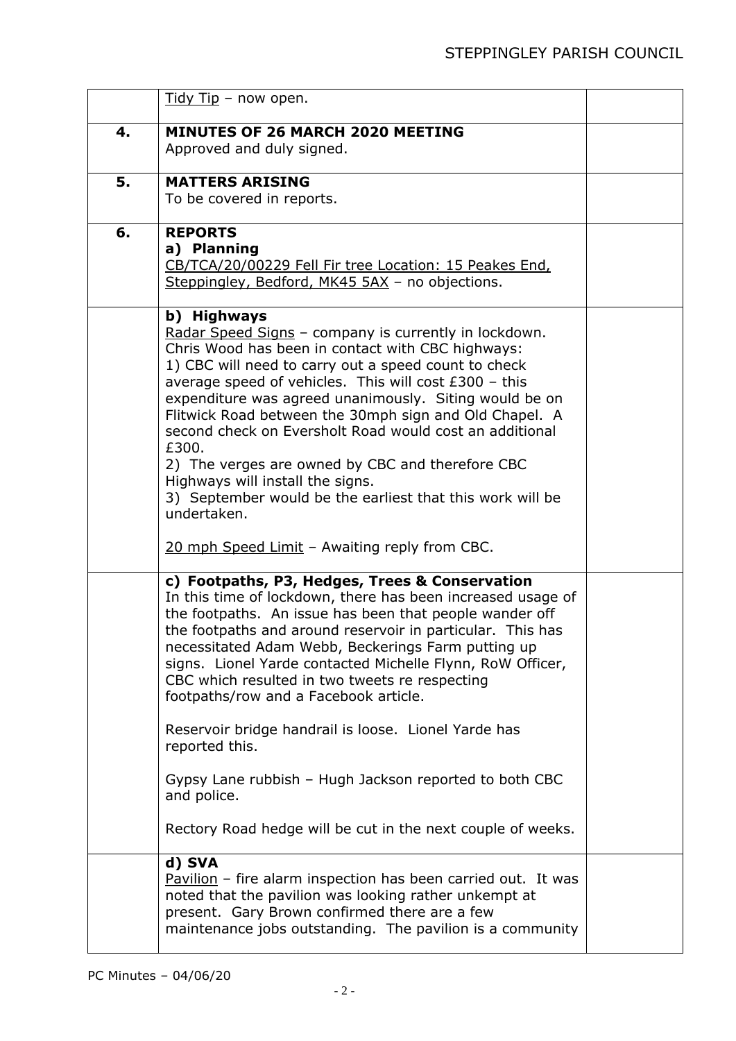|  |  |  |
|---|---|---|
|  | Tidy Tip – now open. |  |
| **4.** | **MINUTES OF 26 MARCH 2020 MEETING**<br>Approved and duly signed. |  |
| **5.** | **MATTERS ARISING**<br>To be covered in reports. |  |
| **6.** | **REPORTS**<br>**a) Planning**<br>CB/TCA/20/00229 Fell Fir tree Location: 15 Peakes End, Steppingley, Bedford, MK45 5AX – no objections. |  |
|  | **b) Highways**<br>Radar Speed Signs – company is currently in lockdown. Chris Wood has been in contact with CBC highways:<br>1) CBC will need to carry out a speed count to check average speed of vehicles. This will cost £300 – this expenditure was agreed unanimously. Siting would be on Flitwick Road between the 30mph sign and Old Chapel. A second check on Eversholt Road would cost an additional £300.<br>2) The verges are owned by CBC and therefore CBC Highways will install the signs.<br>3) September would be the earliest that this work will be undertaken.<br><br>20 mph Speed Limit – Awaiting reply from CBC. |  |
|  | **c) Footpaths, P3, Hedges, Trees & Conservation**<br>In this time of lockdown, there has been increased usage of the footpaths. An issue has been that people wander off the footpaths and around reservoir in particular. This has necessitated Adam Webb, Beckerings Farm putting up signs. Lionel Yarde contacted Michelle Flynn, RoW Officer, CBC which resulted in two tweets re respecting footpaths/row and a Facebook article.<br><br>Reservoir bridge handrail is loose. Lionel Yarde has reported this.<br><br>Gypsy Lane rubbish – Hugh Jackson reported to both CBC and police.<br><br>Rectory Road hedge will be cut in the next couple of weeks. |  |
|  | **d) SVA**<br>Pavilion – fire alarm inspection has been carried out. It was noted that the pavilion was looking rather unkempt at present. Gary Brown confirmed there are a few maintenance jobs outstanding. The pavilion is a community |  |

PC Minutes – 04/06/20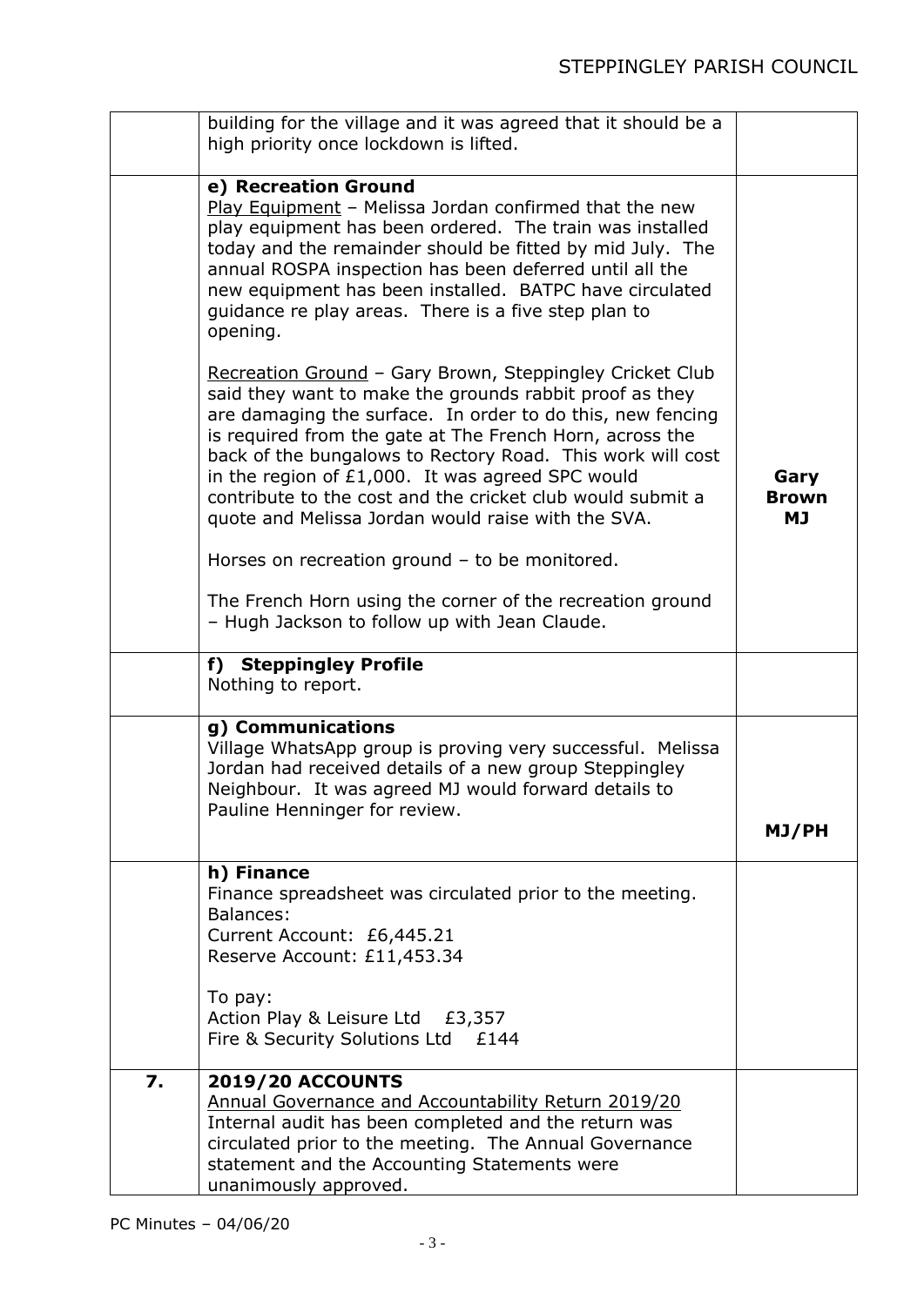| | | |
|---|---|---|
| | building for the village and it was agreed that it should be a high priority once lockdown is lifted. | |
| | **e) Recreation Ground**<br>Play Equipment – Melissa Jordan confirmed that the new play equipment has been ordered. The train was installed today and the remainder should be fitted by mid July. The annual ROSPA inspection has been deferred until all the new equipment has been installed. BATPC have circulated guidance re play areas. There is a five step plan to opening.<br><br>Recreation Ground – Gary Brown, Steppingley Cricket Club said they want to make the grounds rabbit proof as they are damaging the surface. In order to do this, new fencing is required from the gate at The French Horn, across the back of the bungalows to Rectory Road. This work will cost in the region of £1,000. It was agreed SPC would contribute to the cost and the cricket club would submit a quote and Melissa Jordan would raise with the SVA.<br><br>Horses on recreation ground – to be monitored.<br><br>The French Horn using the corner of the recreation ground – Hugh Jackson to follow up with Jean Claude. | **Gary Brown MJ** |
| | **f) Steppingley Profile**<br>Nothing to report. | |
| | **g) Communications**<br>Village WhatsApp group is proving very successful. Melissa Jordan had received details of a new group Steppingley Neighbour. It was agreed MJ would forward details to Pauline Henninger for review. | **MJ/PH** |
| | **h) Finance**<br>Finance spreadsheet was circulated prior to the meeting.<br>Balances:<br>Current Account: £6,445.21<br>Reserve Account: £11,453.34<br><br>To pay:<br>Action Play & Leisure Ltd £3,357<br>Fire & Security Solutions Ltd £144 | |
| **7.** | **2019/20 ACCOUNTS**<br>Annual Governance and Accountability Return 2019/20<br>Internal audit has been completed and the return was circulated prior to the meeting. The Annual Governance statement and the Accounting Statements were unanimously approved. | |

PC Minutes – 04/06/20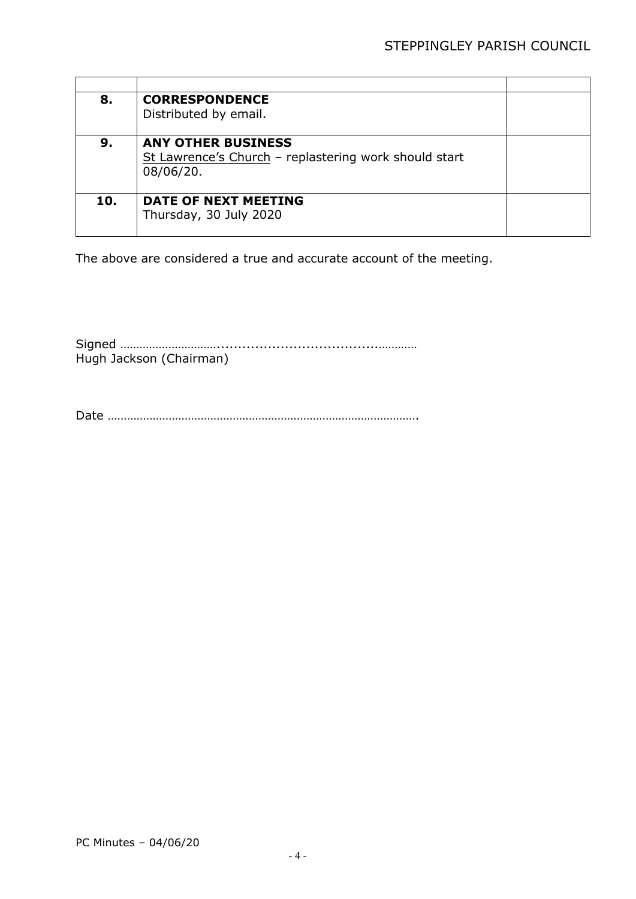| | | |
|---|---|---|
| **8.** | **CORRESPONDENCE**<br>Distributed by email. | |
| **9.** | **ANY OTHER BUSINESS**<br>St Lawrence's Church – replastering work should start 08/06/20. | |
| **10.** | **DATE OF NEXT MEETING**<br>Thursday, 30 July 2020 | |

The above are considered a true and accurate account of the meeting.

Signed ……………………….........................................…………
Hugh Jackson (Chairman)

Date …………………………………………………………………………………….